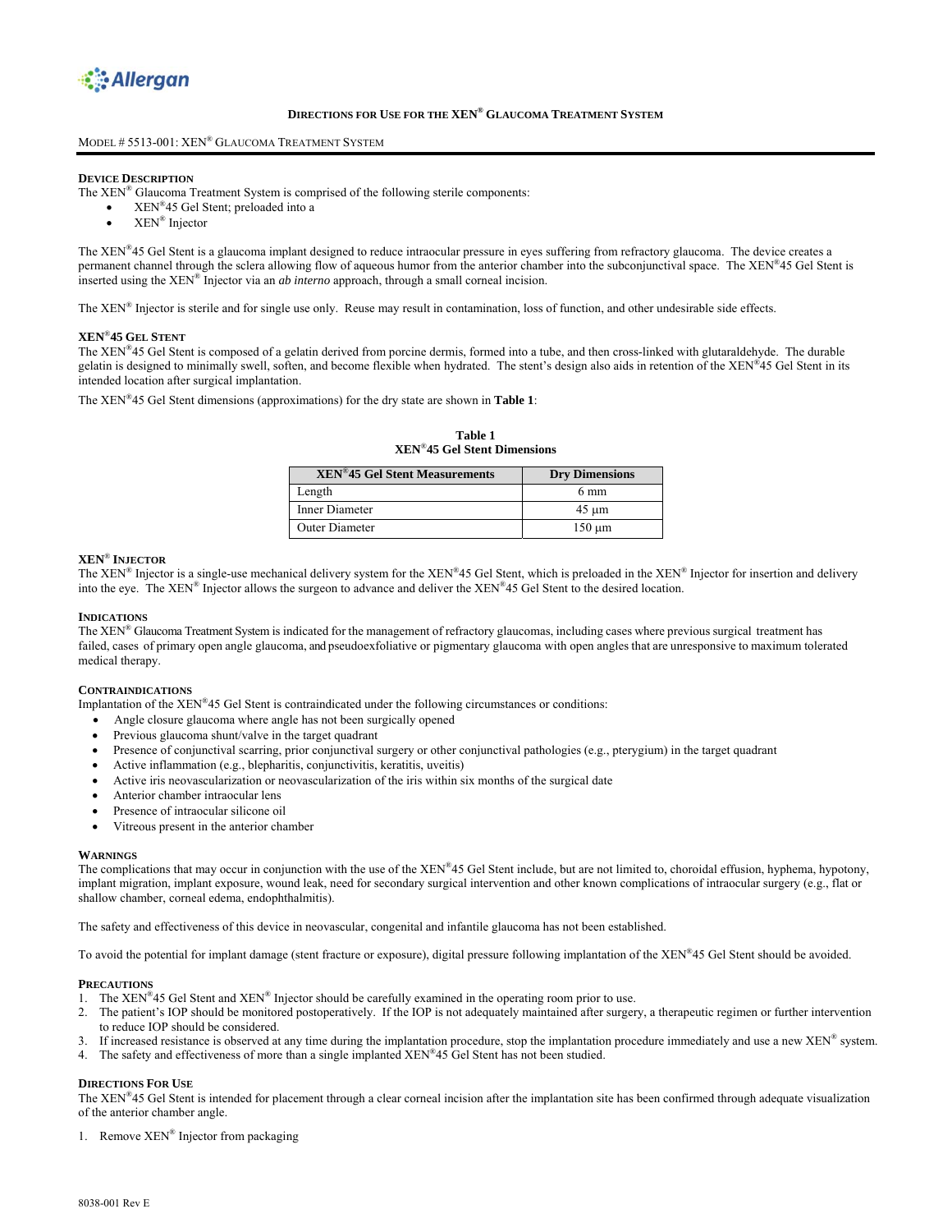Allergan

## Directions for Use for the XEN® Glaucoma Treatment System

Model # 5513-001: XEN® Glaucoma Treatment System

### Device Description

The XEN® Glaucoma Treatment System is comprised of the following sterile components:

- XEN®45 Gel Stent; preloaded into a
- XEN® Injector

The XEN®45 Gel Stent is a glaucoma implant designed to reduce intraocular pressure in eyes suffering from refractory glaucoma. The device creates a permanent channel through the sclera allowing flow of aqueous humor from the anterior chamber into the subconjunctival space. The XEN®45 Gel Stent is inserted using the XEN® Injector via an *ab interno* approach, through a small corneal incision.

The XEN® Injector is sterile and for single use only. Reuse may result in contamination, loss of function, and other undesirable side effects.

### XEN®45 Gel Stent

The XEN®45 Gel Stent is composed of a gelatin derived from porcine dermis, formed into a tube, and then cross-linked with glutaraldehyde. The durable gelatin is designed to minimally swell, soften, and become flexible when hydrated. The stent's design also aids in retention of the XEN®45 Gel Stent in its intended location after surgical implantation.

The XEN®45 Gel Stent dimensions (approximations) for the dry state are shown in **Table 1**:

**Table 1**
**XEN®45 Gel Stent Dimensions**

| XEN®45 Gel Stent Measurements | Dry Dimensions |
|---|---|
| Length | 6 mm |
| Inner Diameter | 45 µm |
| Outer Diameter | 150 µm |

### XEN® Injector

The XEN® Injector is a single-use mechanical delivery system for the XEN®45 Gel Stent, which is preloaded in the XEN® Injector for insertion and delivery into the eye. The XEN® Injector allows the surgeon to advance and deliver the XEN®45 Gel Stent to the desired location.

### Indications

The XEN® Glaucoma Treatment System is indicated for the management of refractory glaucomas, including cases where previous surgical treatment has failed, cases of primary open angle glaucoma, and pseudoexfoliative or pigmentary glaucoma with open angles that are unresponsive to maximum tolerated medical therapy.

### Contraindications

Implantation of the XEN®45 Gel Stent is contraindicated under the following circumstances or conditions:

- Angle closure glaucoma where angle has not been surgically opened
- Previous glaucoma shunt/valve in the target quadrant
- Presence of conjunctival scarring, prior conjunctival surgery or other conjunctival pathologies (e.g., pterygium) in the target quadrant
- Active inflammation (e.g., blepharitis, conjunctivitis, keratitis, uveitis)
- Active iris neovascularization or neovascularization of the iris within six months of the surgical date
- Anterior chamber intraocular lens
- Presence of intraocular silicone oil
- Vitreous present in the anterior chamber

### Warnings

The complications that may occur in conjunction with the use of the XEN®45 Gel Stent include, but are not limited to, choroidal effusion, hyphema, hypotony, implant migration, implant exposure, wound leak, need for secondary surgical intervention and other known complications of intraocular surgery (e.g., flat or shallow chamber, corneal edema, endophthalmitis).

The safety and effectiveness of this device in neovascular, congenital and infantile glaucoma has not been established.

To avoid the potential for implant damage (stent fracture or exposure), digital pressure following implantation of the XEN®45 Gel Stent should be avoided.

### Precautions

1. The XEN®45 Gel Stent and XEN® Injector should be carefully examined in the operating room prior to use.
2. The patient's IOP should be monitored postoperatively. If the IOP is not adequately maintained after surgery, a therapeutic regimen or further intervention to reduce IOP should be considered.
3. If increased resistance is observed at any time during the implantation procedure, stop the implantation procedure immediately and use a new XEN® system.
4. The safety and effectiveness of more than a single implanted XEN®45 Gel Stent has not been studied.

### Directions For Use

The XEN®45 Gel Stent is intended for placement through a clear corneal incision after the implantation site has been confirmed through adequate visualization of the anterior chamber angle.

1. Remove XEN® Injector from packaging

8038-001 Rev E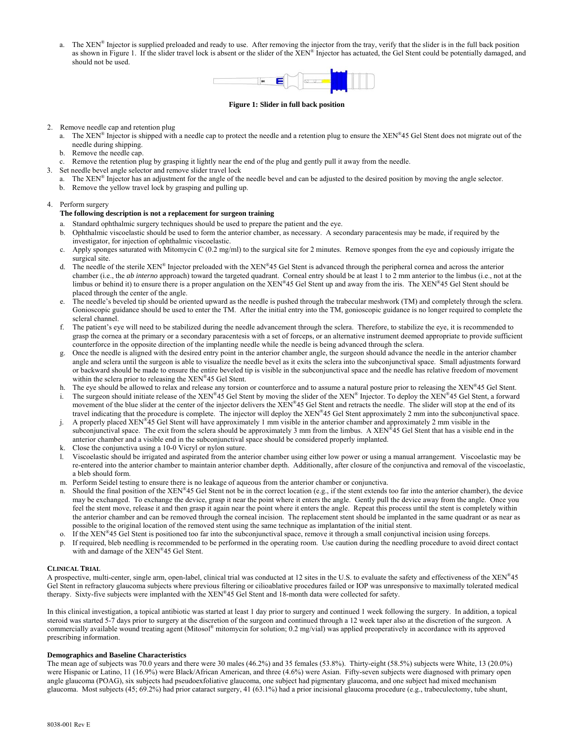a. The XEN® Injector is supplied preloaded and ready to use. After removing the injector from the tray, verify that the slider is in the full back position as shown in Figure 1. If the slider travel lock is absent or the slider of the XEN® Injector has actuated, the Gel Stent could be potentially damaged, and should not be used.

**Figure 1: Slider in full back position**

2. Remove needle cap and retention plug
   a. The XEN® Injector is shipped with a needle cap to protect the needle and a retention plug to ensure the XEN®45 Gel Stent does not migrate out of the needle during shipping.
   b. Remove the needle cap.
   c. Remove the retention plug by grasping it lightly near the end of the plug and gently pull it away from the needle.
3. Set needle bevel angle selector and remove slider travel lock
   a. The XEN® Injector has an adjustment for the angle of the needle bevel and can be adjusted to the desired position by moving the angle selector.
   b. Remove the yellow travel lock by grasping and pulling up.
4. Perform surgery

   **The following description is not a replacement for surgeon training**

   a. Standard ophthalmic surgery techniques should be used to prepare the patient and the eye.
   b. Ophthalmic viscoelastic should be used to form the anterior chamber, as necessary. A secondary paracentesis may be made, if required by the investigator, for injection of ophthalmic viscoelastic.
   c. Apply sponges saturated with Mitomycin C (0.2 mg/ml) to the surgical site for 2 minutes. Remove sponges from the eye and copiously irrigate the surgical site.
   d. The needle of the sterile XEN® Injector preloaded with the XEN®45 Gel Stent is advanced through the peripheral cornea and across the anterior chamber (i.e., the *ab interno* approach) toward the targeted quadrant. Corneal entry should be at least 1 to 2 mm anterior to the limbus (i.e., not at the limbus or behind it) to ensure there is a proper angulation on the XEN®45 Gel Stent up and away from the iris. The XEN®45 Gel Stent should be placed through the center of the angle.
   e. The needle's beveled tip should be oriented upward as the needle is pushed through the trabecular meshwork (TM) and completely through the sclera. Gonioscopic guidance should be used to enter the TM. After the initial entry into the TM, gonioscopic guidance is no longer required to complete the scleral channel.
   f. The patient's eye will need to be stabilized during the needle advancement through the sclera. Therefore, to stabilize the eye, it is recommended to grasp the cornea at the primary or a secondary paracentesis with a set of forceps, or an alternative instrument deemed appropriate to provide sufficient counterforce in the opposite direction of the implanting needle while the needle is being advanced through the sclera.
   g. Once the needle is aligned with the desired entry point in the anterior chamber angle, the surgeon should advance the needle in the anterior chamber angle and sclera until the surgeon is able to visualize the needle bevel as it exits the sclera into the subconjunctival space. Small adjustments forward or backward should be made to ensure the entire beveled tip is visible in the subconjunctival space and the needle has relative freedom of movement within the sclera prior to releasing the XEN®45 Gel Stent.
   h. The eye should be allowed to relax and release any torsion or counterforce and to assume a natural posture prior to releasing the XEN®45 Gel Stent.
   i. The surgeon should initiate release of the XEN®45 Gel Stent by moving the slider of the XEN® Injector. To deploy the XEN®45 Gel Stent, a forward movement of the blue slider at the center of the injector delivers the XEN®45 Gel Stent and retracts the needle. The slider will stop at the end of its travel indicating that the procedure is complete. The injector will deploy the XEN®45 Gel Stent approximately 2 mm into the subconjunctival space.
   j. A properly placed XEN®45 Gel Stent will have approximately 1 mm visible in the anterior chamber and approximately 2 mm visible in the subconjunctival space. The exit from the sclera should be approximately 3 mm from the limbus. A XEN®45 Gel Stent that has a visible end in the anterior chamber and a visible end in the subconjunctival space should be considered properly implanted.
   k. Close the conjunctiva using a 10-0 Vicryl or nylon suture.
   l. Viscoelastic should be irrigated and aspirated from the anterior chamber using either low power or using a manual arrangement. Viscoelastic may be re-entered into the anterior chamber to maintain anterior chamber depth. Additionally, after closure of the conjunctiva and removal of the viscoelastic, a bleb should form.
   m. Perform Seidel testing to ensure there is no leakage of aqueous from the anterior chamber or conjunctiva.
   n. Should the final position of the XEN®45 Gel Stent not be in the correct location (e.g., if the stent extends too far into the anterior chamber), the device may be exchanged. To exchange the device, grasp it near the point where it enters the angle. Gently pull the device away from the angle. Once you feel the stent move, release it and then grasp it again near the point where it enters the angle. Repeat this process until the stent is completely within the anterior chamber and can be removed through the corneal incision. The replacement stent should be implanted in the same quadrant or as near as possible to the original location of the removed stent using the same technique as implantation of the initial stent.
   o. If the XEN®45 Gel Stent is positioned too far into the subconjunctival space, remove it through a small conjunctival incision using forceps.
   p. If required, bleb needling is recommended to be performed in the operating room. Use caution during the needling procedure to avoid direct contact with and damage of the XEN®45 Gel Stent.

## CLINICAL TRIAL

A prospective, multi-center, single arm, open-label, clinical trial was conducted at 12 sites in the U.S. to evaluate the safety and effectiveness of the XEN®45 Gel Stent in refractory glaucoma subjects where previous filtering or cilioablative procedures failed or IOP was unresponsive to maximally tolerated medical therapy. Sixty-five subjects were implanted with the XEN®45 Gel Stent and 18-month data were collected for safety.

In this clinical investigation, a topical antibiotic was started at least 1 day prior to surgery and continued 1 week following the surgery. In addition, a topical steroid was started 5-7 days prior to surgery at the discretion of the surgeon and continued through a 12 week taper also at the discretion of the surgeon. A commercially available wound treating agent (Mitosol® mitomycin for solution; 0.2 mg/vial) was applied preoperatively in accordance with its approved prescribing information.

### Demographics and Baseline Characteristics

The mean age of subjects was 70.0 years and there were 30 males (46.2%) and 35 females (53.8%). Thirty-eight (58.5%) subjects were White, 13 (20.0%) were Hispanic or Latino, 11 (16.9%) were Black/African American, and three (4.6%) were Asian. Fifty-seven subjects were diagnosed with primary open angle glaucoma (POAG), six subjects had pseudoexfoliative glaucoma, one subject had pigmentary glaucoma, and one subject had mixed mechanism glaucoma. Most subjects (45; 69.2%) had prior cataract surgery, 41 (63.1%) had a prior incisional glaucoma procedure (e.g., trabeculectomy, tube shunt,

8038-001 Rev E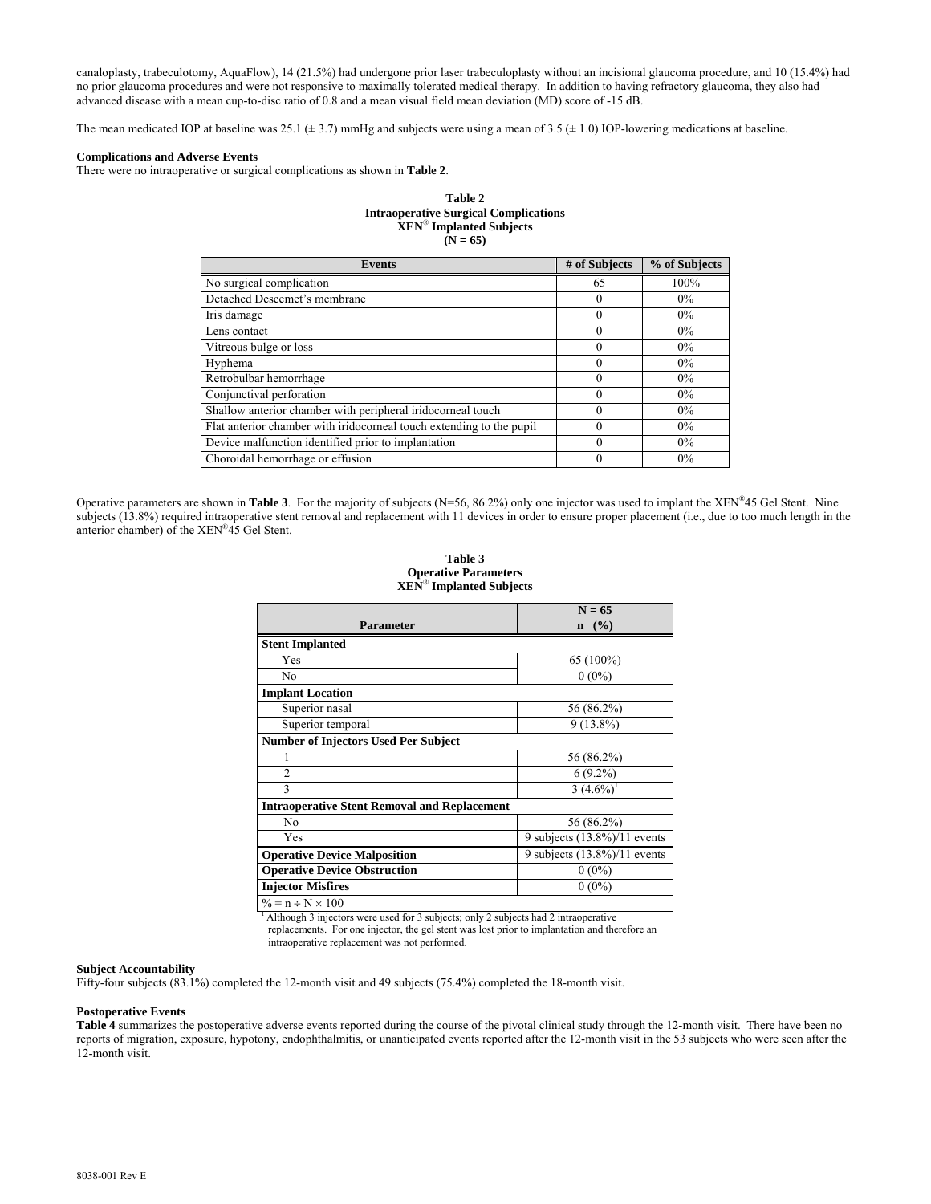canaloplasty, trabeculotomy, AquaFlow), 14 (21.5%) had undergone prior laser trabeculoplasty without an incisional glaucoma procedure, and 10 (15.4%) had no prior glaucoma procedures and were not responsive to maximally tolerated medical therapy. In addition to having refractory glaucoma, they also had advanced disease with a mean cup-to-disc ratio of 0.8 and a mean visual field mean deviation (MD) score of -15 dB.

The mean medicated IOP at baseline was 25.1 (± 3.7) mmHg and subjects were using a mean of 3.5 (± 1.0) IOP-lowering medications at baseline.

**Complications and Adverse Events**

There were no intraoperative or surgical complications as shown in **Table 2**.

**Table 2**
**Intraoperative Surgical Complications**
**XEN® Implanted Subjects**
**(N = 65)**

| Events | # of Subjects | % of Subjects |
|---|---|---|
| No surgical complication | 65 | 100% |
| Detached Descemet's membrane | 0 | 0% |
| Iris damage | 0 | 0% |
| Lens contact | 0 | 0% |
| Vitreous bulge or loss | 0 | 0% |
| Hyphema | 0 | 0% |
| Retrobulbar hemorrhage | 0 | 0% |
| Conjunctival perforation | 0 | 0% |
| Shallow anterior chamber with peripheral iridocorneal touch | 0 | 0% |
| Flat anterior chamber with iridocorneal touch extending to the pupil | 0 | 0% |
| Device malfunction identified prior to implantation | 0 | 0% |
| Choroidal hemorrhage or effusion | 0 | 0% |

Operative parameters are shown in **Table 3**. For the majority of subjects (N=56, 86.2%) only one injector was used to implant the XEN®45 Gel Stent. Nine subjects (13.8%) required intraoperative stent removal and replacement with 11 devices in order to ensure proper placement (i.e., due to too much length in the anterior chamber) of the XEN®45 Gel Stent.

**Table 3**
**Operative Parameters**
**XEN® Implanted Subjects**

| Parameter | N = 65<br>n (%) |
|---|---|
| **Stent Implanted** | |
| Yes | 65 (100%) |
| No | 0 (0%) |
| **Implant Location** | |
| Superior nasal | 56 (86.2%) |
| Superior temporal | 9 (13.8%) |
| **Number of Injectors Used Per Subject** | |
| 1 | 56 (86.2%) |
| 2 | 6 (9.2%) |
| 3 | 3 (4.6%)[1] |
| **Intraoperative Stent Removal and Replacement** | |
| No | 56 (86.2%) |
| Yes | 9 subjects (13.8%)/11 events |
| **Operative Device Malposition** | 9 subjects (13.8%)/11 events |
| **Operative Device Obstruction** | 0 (0%) |
| **Injector Misfires** | 0 (0%) |

% = n ÷ N × 100

[1] Although 3 injectors were used for 3 subjects; only 2 subjects had 2 intraoperative replacements. For one injector, the gel stent was lost prior to implantation and therefore an intraoperative replacement was not performed.

**Subject Accountability**

Fifty-four subjects (83.1%) completed the 12-month visit and 49 subjects (75.4%) completed the 18-month visit.

**Postoperative Events**

**Table 4** summarizes the postoperative adverse events reported during the course of the pivotal clinical study through the 12-month visit. There have been no reports of migration, exposure, hypotony, endophthalmitis, or unanticipated events reported after the 12-month visit in the 53 subjects who were seen after the 12-month visit.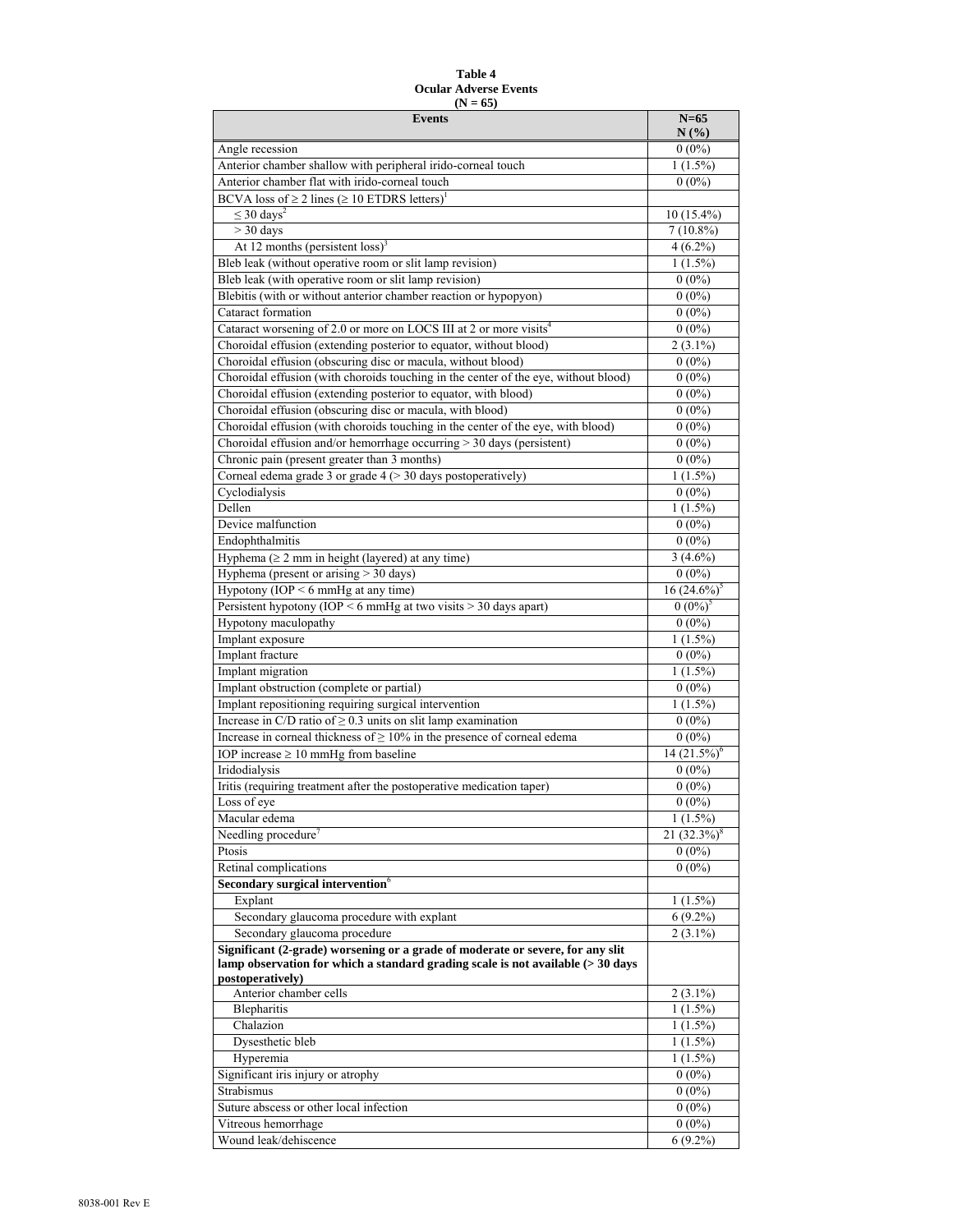**Table 4**
**Ocular Adverse Events**
**(N = 65)**

| **Events** | **N=65 N (%)** |
|---|---|
| Angle recession | 0 (0%) |
| Anterior chamber shallow with peripheral irido-corneal touch | 1 (1.5%) |
| Anterior chamber flat with irido-corneal touch | 0 (0%) |
| BCVA loss of ≥ 2 lines (≥ 10 ETDRS letters)[1] | |
| ≤ 30 days[2] | 10 (15.4%) |
| > 30 days | 7 (10.8%) |
| At 12 months (persistent loss)[3] | 4 (6.2%) |
| Bleb leak (without operative room or slit lamp revision) | 1 (1.5%) |
| Bleb leak (with operative room or slit lamp revision) | 0 (0%) |
| Blebitis (with or without anterior chamber reaction or hypopyon) | 0 (0%) |
| Cataract formation | 0 (0%) |
| Cataract worsening of 2.0 or more on LOCS III at 2 or more visits[4] | 0 (0%) |
| Choroidal effusion (extending posterior to equator, without blood) | 2 (3.1%) |
| Choroidal effusion (obscuring disc or macula, without blood) | 0 (0%) |
| Choroidal effusion (with choroids touching in the center of the eye, without blood) | 0 (0%) |
| Choroidal effusion (extending posterior to equator, with blood) | 0 (0%) |
| Choroidal effusion (obscuring disc or macula, with blood) | 0 (0%) |
| Choroidal effusion (with choroids touching in the center of the eye, with blood) | 0 (0%) |
| Choroidal effusion and/or hemorrhage occurring > 30 days (persistent) | 0 (0%) |
| Chronic pain (present greater than 3 months) | 0 (0%) |
| Corneal edema grade 3 or grade 4 (> 30 days postoperatively) | 1 (1.5%) |
| Cyclodialysis | 0 (0%) |
| Dellen | 1 (1.5%) |
| Device malfunction | 0 (0%) |
| Endophthalmitis | 0 (0%) |
| Hyphema (≥ 2 mm in height (layered) at any time) | 3 (4.6%) |
| Hyphema (present or arising > 30 days) | 0 (0%) |
| Hypotony (IOP < 6 mmHg at any time) | 16 (24.6%)[5] |
| Persistent hypotony (IOP < 6 mmHg at two visits > 30 days apart) | 0 (0%)[5] |
| Hypotony maculopathy | 0 (0%) |
| Implant exposure | 1 (1.5%) |
| Implant fracture | 0 (0%) |
| Implant migration | 1 (1.5%) |
| Implant obstruction (complete or partial) | 0 (0%) |
| Implant repositioning requiring surgical intervention | 1 (1.5%) |
| Increase in C/D ratio of ≥ 0.3 units on slit lamp examination | 0 (0%) |
| Increase in corneal thickness of ≥ 10% in the presence of corneal edema | 0 (0%) |
| IOP increase ≥ 10 mmHg from baseline | 14 (21.5%)[6] |
| Iridodialysis | 0 (0%) |
| Iritis (requiring treatment after the postoperative medication taper) | 0 (0%) |
| Loss of eye | 0 (0%) |
| Macular edema | 1 (1.5%) |
| Needling procedure[7] | 21 (32.3%)[8] |
| Ptosis | 0 (0%) |
| Retinal complications | 0 (0%) |
| **Secondary surgical intervention**[6] | |
| Explant | 1 (1.5%) |
| Secondary glaucoma procedure with explant | 6 (9.2%) |
| Secondary glaucoma procedure | 2 (3.1%) |
| **Significant (2-grade) worsening or a grade of moderate or severe, for any slit lamp observation for which a standard grading scale is not available (> 30 days postoperatively)** | |
| Anterior chamber cells | 2 (3.1%) |
| Blepharitis | 1 (1.5%) |
| Chalazion | 1 (1.5%) |
| Dysesthetic bleb | 1 (1.5%) |
| Hyperemia | 1 (1.5%) |
| Significant iris injury or atrophy | 0 (0%) |
| Strabismus | 0 (0%) |
| Suture abscess or other local infection | 0 (0%) |
| Vitreous hemorrhage | 0 (0%) |
| Wound leak/dehiscence | 6 (9.2%) |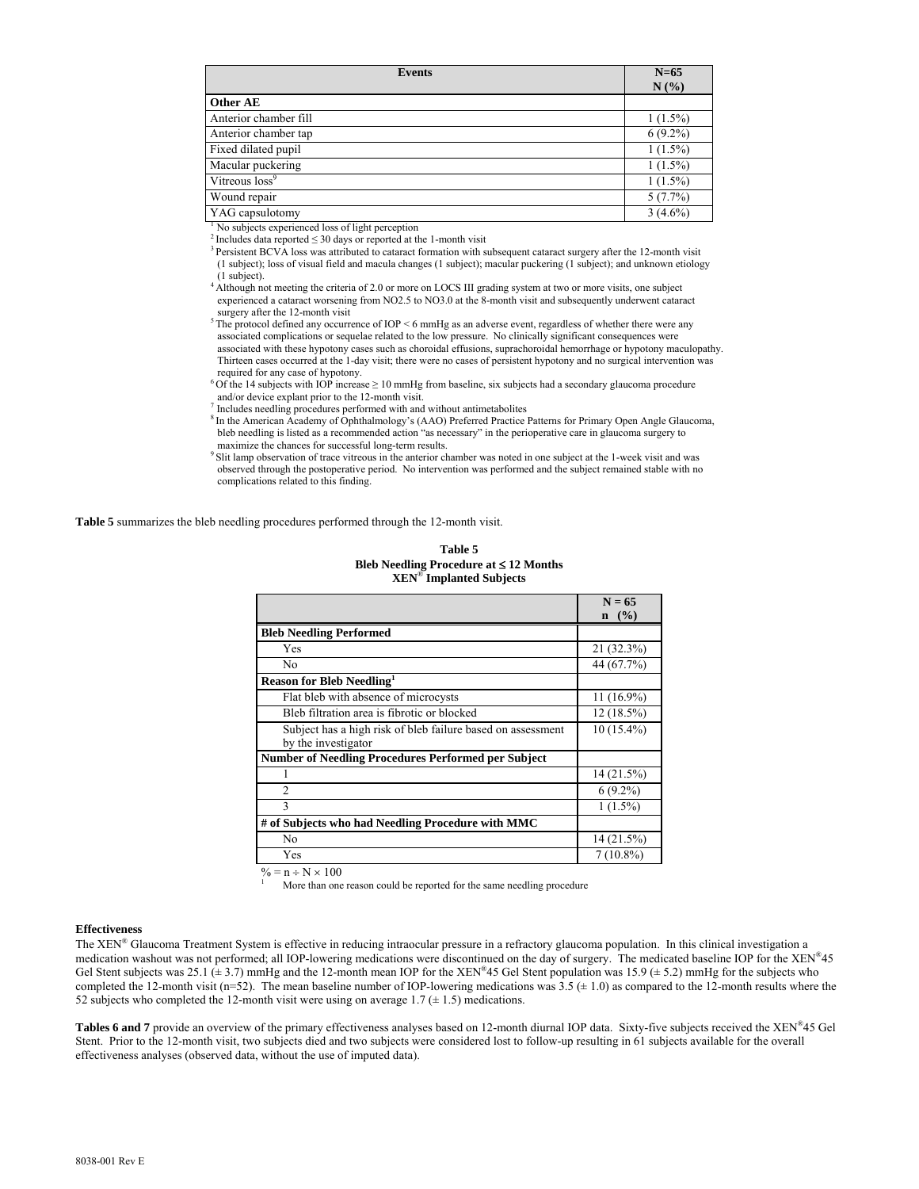| Events | N=65<br>N (%) |
|---|---|
| **Other AE** | |
| Anterior chamber fill | 1 (1.5%) |
| Anterior chamber tap | 6 (9.2%) |
| Fixed dilated pupil | 1 (1.5%) |
| Macular puckering | 1 (1.5%) |
| Vitreous loss[9] | 1 (1.5%) |
| Wound repair | 5 (7.7%) |
| YAG capsulotomy | 3 (4.6%) |

[1] No subjects experienced loss of light perception

[2] Includes data reported ≤ 30 days or reported at the 1-month visit

[3] Persistent BCVA loss was attributed to cataract formation with subsequent cataract surgery after the 12-month visit (1 subject); loss of visual field and macula changes (1 subject); macular puckering (1 subject); and unknown etiology (1 subject).

[4] Although not meeting the criteria of 2.0 or more on LOCS III grading system at two or more visits, one subject experienced a cataract worsening from NO2.5 to NO3.0 at the 8-month visit and subsequently underwent cataract surgery after the 12-month visit

[5] The protocol defined any occurrence of IOP < 6 mmHg as an adverse event, regardless of whether there were any associated complications or sequelae related to the low pressure. No clinically significant consequences were associated with these hypotony cases such as choroidal effusions, suprachoroidal hemorrhage or hypotony maculopathy. Thirteen cases occurred at the 1-day visit; there were no cases of persistent hypotony and no surgical intervention was required for any case of hypotony.

[6] Of the 14 subjects with IOP increase ≥ 10 mmHg from baseline, six subjects had a secondary glaucoma procedure and/or device explant prior to the 12-month visit.

[7] Includes needling procedures performed with and without antimetabolites

[8] In the American Academy of Ophthalmology's (AAO) Preferred Practice Patterns for Primary Open Angle Glaucoma, bleb needling is listed as a recommended action "as necessary" in the perioperative care in glaucoma surgery to maximize the chances for successful long-term results.

[9] Slit lamp observation of trace vitreous in the anterior chamber was noted in one subject at the 1-week visit and was observed through the postoperative period. No intervention was performed and the subject remained stable with no complications related to this finding.

**Table 5** summarizes the bleb needling procedures performed through the 12-month visit.

**Table 5**
**Bleb Needling Procedure at ≤ 12 Months**
**XEN® Implanted Subjects**

| | N = 65<br>n (%) |
|---|---|
| **Bleb Needling Performed** | |
| Yes | 21 (32.3%) |
| No | 44 (67.7%) |
| **Reason for Bleb Needling[1]** | |
| Flat bleb with absence of microcysts | 11 (16.9%) |
| Bleb filtration area is fibrotic or blocked | 12 (18.5%) |
| Subject has a high risk of bleb failure based on assessment by the investigator | 10 (15.4%) |
| **Number of Needling Procedures Performed per Subject** | |
| 1 | 14 (21.5%) |
| 2 | 6 (9.2%) |
| 3 | 1 (1.5%) |
| **# of Subjects who had Needling Procedure with MMC** | |
| No | 14 (21.5%) |
| Yes | 7 (10.8%) |

% = n ÷ N × 100

[1] More than one reason could be reported for the same needling procedure

**Effectiveness**

The XEN® Glaucoma Treatment System is effective in reducing intraocular pressure in a refractory glaucoma population. In this clinical investigation a medication washout was not performed; all IOP-lowering medications were discontinued on the day of surgery. The medicated baseline IOP for the XEN®45 Gel Stent subjects was 25.1 (± 3.7) mmHg and the 12-month mean IOP for the XEN®45 Gel Stent population was 15.9 (± 5.2) mmHg for the subjects who completed the 12-month visit (n=52). The mean baseline number of IOP-lowering medications was 3.5 (± 1.0) as compared to the 12-month results where the 52 subjects who completed the 12-month visit were using on average 1.7 (± 1.5) medications.

**Tables 6 and 7** provide an overview of the primary effectiveness analyses based on 12-month diurnal IOP data. Sixty-five subjects received the XEN®45 Gel Stent. Prior to the 12-month visit, two subjects died and two subjects were considered lost to follow-up resulting in 61 subjects available for the overall effectiveness analyses (observed data, without the use of imputed data).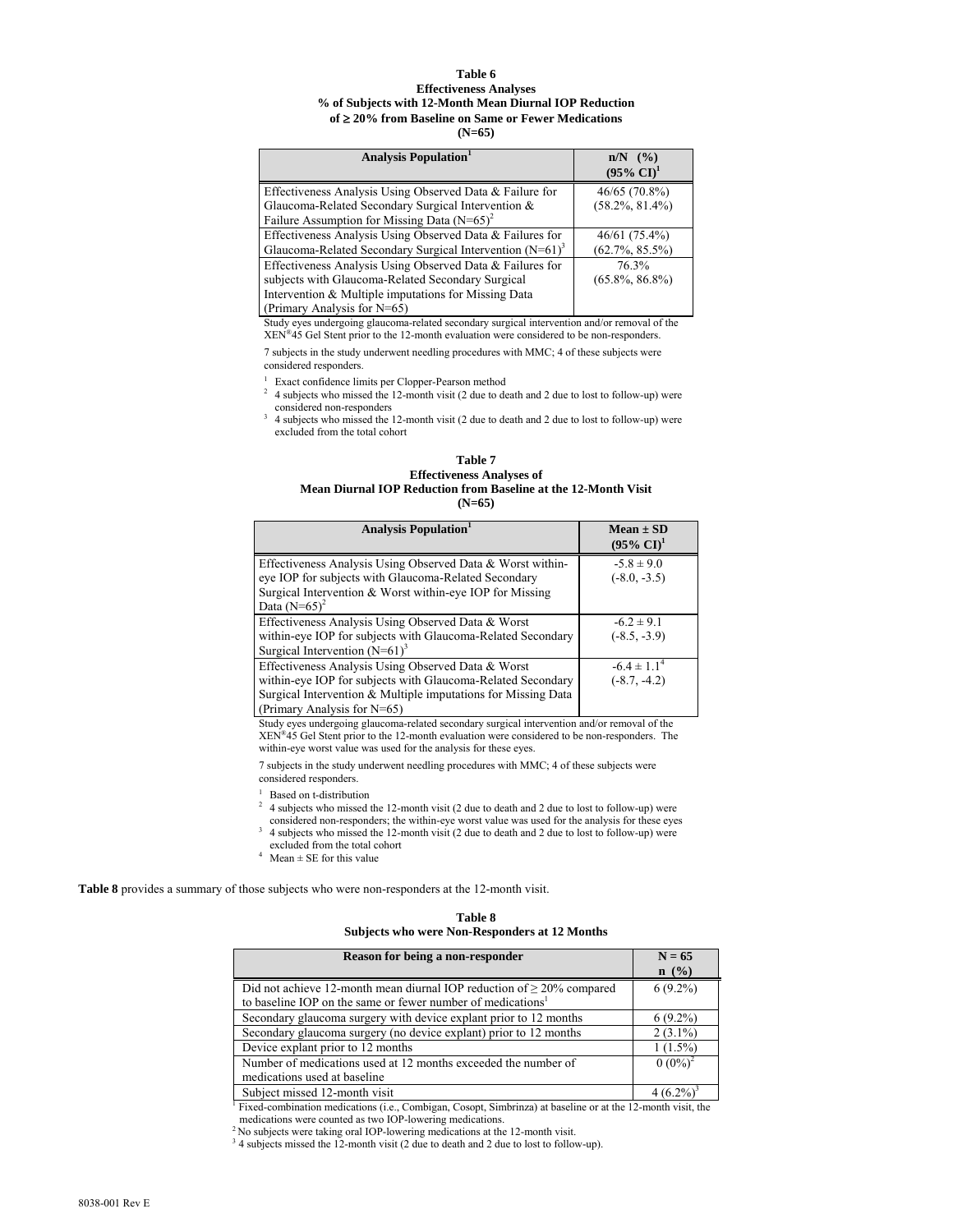**Table 6**
**Effectiveness Analyses**
**% of Subjects with 12-Month Mean Diurnal IOP Reduction of ≥ 20% from Baseline on Same or Fewer Medications**
**(N=65)**

| Analysis Population[1] | n/N (%) (95% CI)[1] |
|---|---|
| Effectiveness Analysis Using Observed Data & Failure for Glaucoma-Related Secondary Surgical Intervention & Failure Assumption for Missing Data (N=65)[2] | 46/65 (70.8%) (58.2%, 81.4%) |
| Effectiveness Analysis Using Observed Data & Failures for Glaucoma-Related Secondary Surgical Intervention (N=61)[3] | 46/61 (75.4%) (62.7%, 85.5%) |
| Effectiveness Analysis Using Observed Data & Failures for subjects with Glaucoma-Related Secondary Surgical Intervention & Multiple imputations for Missing Data (Primary Analysis for N=65) | 76.3% (65.8%, 86.8%) |

Study eyes undergoing glaucoma-related secondary surgical intervention and/or removal of the XEN®45 Gel Stent prior to the 12-month evaluation were considered to be non-responders.

7 subjects in the study underwent needling procedures with MMC; 4 of these subjects were considered responders.

[1] Exact confidence limits per Clopper-Pearson method
[2] 4 subjects who missed the 12-month visit (2 due to death and 2 due to lost to follow-up) were considered non-responders
[3] 4 subjects who missed the 12-month visit (2 due to death and 2 due to lost to follow-up) were excluded from the total cohort

**Table 7**
**Effectiveness Analyses of Mean Diurnal IOP Reduction from Baseline at the 12-Month Visit**
**(N=65)**

| Analysis Population[1] | Mean ± SD (95% CI)[1] |
|---|---|
| Effectiveness Analysis Using Observed Data & Worst within-eye IOP for subjects with Glaucoma-Related Secondary Surgical Intervention & Worst within-eye IOP for Missing Data (N=65)[2] | -5.8 ± 9.0 (-8.0, -3.5) |
| Effectiveness Analysis Using Observed Data & Worst within-eye IOP for subjects with Glaucoma-Related Secondary Surgical Intervention (N=61)[3] | -6.2 ± 9.1 (-8.5, -3.9) |
| Effectiveness Analysis Using Observed Data & Worst within-eye IOP for subjects with Glaucoma-Related Secondary Surgical Intervention & Multiple imputations for Missing Data (Primary Analysis for N=65) | -6.4 ± 1.1[4] (-8.7, -4.2) |

Study eyes undergoing glaucoma-related secondary surgical intervention and/or removal of the XEN®45 Gel Stent prior to the 12-month evaluation were considered to be non-responders. The within-eye worst value was used for the analysis for these eyes.

7 subjects in the study underwent needling procedures with MMC; 4 of these subjects were considered responders.

[1] Based on t-distribution
[2] 4 subjects who missed the 12-month visit (2 due to death and 2 due to lost to follow-up) were considered non-responders; the within-eye worst value was used for the analysis for these eyes
[3] 4 subjects who missed the 12-month visit (2 due to death and 2 due to lost to follow-up) were excluded from the total cohort
[4] Mean ± SE for this value

**Table 8** provides a summary of those subjects who were non-responders at the 12-month visit.

**Table 8**
**Subjects who were Non-Responders at 12 Months**

| Reason for being a non-responder | N = 65 n (%) |
|---|---|
| Did not achieve 12-month mean diurnal IOP reduction of ≥ 20% compared to baseline IOP on the same or fewer number of medications[1] | 6 (9.2%) |
| Secondary glaucoma surgery with device explant prior to 12 months | 6 (9.2%) |
| Secondary glaucoma surgery (no device explant) prior to 12 months | 2 (3.1%) |
| Device explant prior to 12 months | 1 (1.5%) |
| Number of medications used at 12 months exceeded the number of medications used at baseline | 0 (0%)[2] |
| Subject missed 12-month visit | 4 (6.2%)[3] |

[1] Fixed-combination medications (i.e., Combigan, Cosopt, Simbrinza) at baseline or at the 12-month visit, the medications were counted as two IOP-lowering medications.
[2] No subjects were taking oral IOP-lowering medications at the 12-month visit.
[3] 4 subjects missed the 12-month visit (2 due to death and 2 due to lost to follow-up).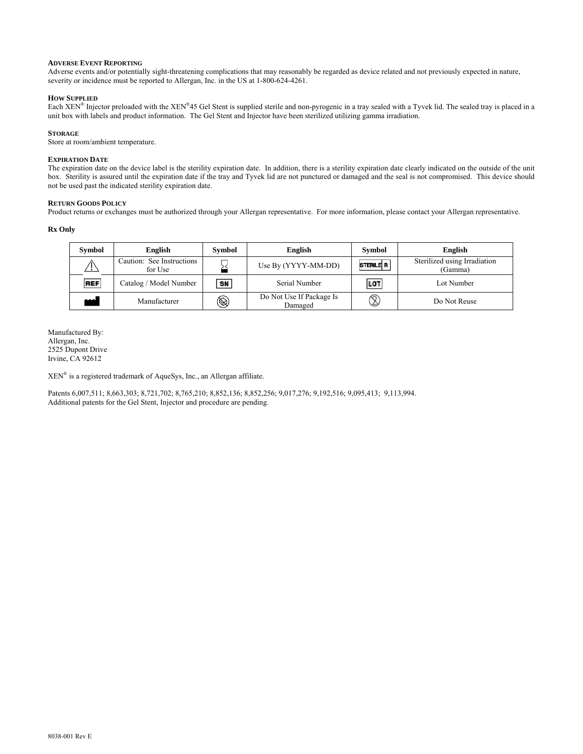#### ADVERSE EVENT REPORTING

Adverse events and/or potentially sight-threatening complications that may reasonably be regarded as device related and not previously expected in nature, severity or incidence must be reported to Allergan, Inc. in the US at 1-800-624-4261.

#### HOW SUPPLIED

Each XEN® Injector preloaded with the XEN®45 Gel Stent is supplied sterile and non-pyrogenic in a tray sealed with a Tyvek lid. The sealed tray is placed in a unit box with labels and product information. The Gel Stent and Injector have been sterilized utilizing gamma irradiation.

#### STORAGE

Store at room/ambient temperature.

#### EXPIRATION DATE

The expiration date on the device label is the sterility expiration date. In addition, there is a sterility expiration date clearly indicated on the outside of the unit box. Sterility is assured until the expiration date if the tray and Tyvek lid are not punctured or damaged and the seal is not compromised. This device should not be used past the indicated sterility expiration date.

#### RETURN GOODS POLICY

Product returns or exchanges must be authorized through your Allergan representative. For more information, please contact your Allergan representative.

**Rx Only**

| Symbol | English | Symbol | English | Symbol | English |
|---|---|---|---|---|---|
| ⚠ | Caution: See Instructions for Use | ⌛ | Use By (YYYY-MM-DD) | STERILE R | Sterilized using Irradiation (Gamma) |
| REF | Catalog / Model Number | SN | Serial Number | LOT | Lot Number |
| | Manufacturer | | Do Not Use If Package Is Damaged | | Do Not Reuse |

Manufactured By:
Allergan, Inc.
2525 Dupont Drive
Irvine, CA 92612

XEN® is a registered trademark of AqueSys, Inc., an Allergan affiliate.

Patents 6,007,511; 8,663,303; 8,721,702; 8,765,210; 8,852,136; 8,852,256; 9,017,276; 9,192,516; 9,095,413; 9,113,994.
Additional patents for the Gel Stent, Injector and procedure are pending.

8038-001 Rev E